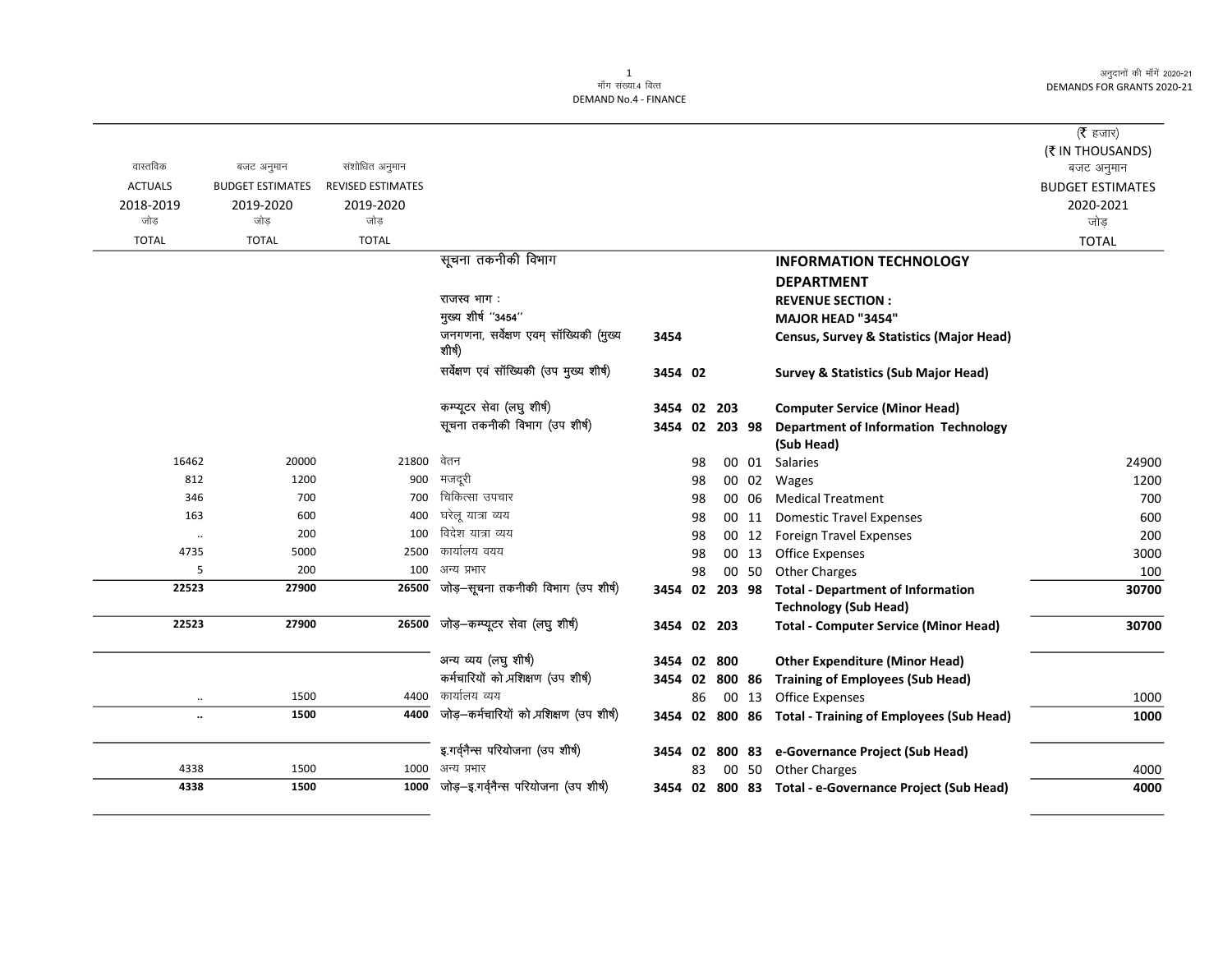मॉंग संख्या.4 वित्त
DEMAND No.4 - FINANCE

अनुदानों की मॉंगें 2020-21
DEMANDS FOR GRANTS 2020-21

(₹ हजार)
(₹ IN THOUSANDS)

| वास्तविक ACTUALS 2018-2019 जोड़ TOTAL | बजट अनुमान BUDGET ESTIMATES 2019-2020 जोड़ TOTAL | संशोधित अनुमान REVISED ESTIMATES 2019-2020 जोड़ TOTAL | | | | | | | बजट अनुमान BUDGET ESTIMATES 2020-2021 जोड़ TOTAL |
|---|---|---|---|---|---|---|---|---|---|
| | | | सूचना तकनीकी विभाग | | | | | INFORMATION TECHNOLOGY DEPARTMENT | |
| | | | राजस्व भाग : | | | | | REVENUE SECTION : | |
| | | | मुख्य शीर्ष ''3454'' | | | | | MAJOR HEAD "3454" | |
| | | | जनगणना, सर्वेक्षण एवम् सॉख्यिकी (मुख्य शीर्ष) | 3454 | | | | Census, Survey & Statistics (Major Head) | |
| | | | सर्वेक्षण एवं सॉख्यिकी (उप मुख्य शीर्ष) | 3454 | 02 | | | Survey & Statistics (Sub Major Head) | |
| | | | कम्प्यूटर सेवा (लघु शीर्ष) | 3454 | 02 | 203 | | Computer Service (Minor Head) | |
| | | | सूचना तकनीकी विभाग (उप शीर्ष) | 3454 | 02 | 203 | 98 | Department of Information Technology (Sub Head) | |
| 16462 | 20000 | 21800 | वेतन | | 98 | 00 | 01 | Salaries | 24900 |
| 812 | 1200 | 900 | मजदूरी | | 98 | 00 | 02 | Wages | 1200 |
| 346 | 700 | 700 | चिकित्सा उपचार | | 98 | 00 | 06 | Medical Treatment | 700 |
| 163 | 600 | 400 | घरेलू यात्रा व्यय | | 98 | 00 | 11 | Domestic Travel Expenses | 600 |
| .. | 200 | 100 | विदेश यात्रा व्यय | | 98 | 00 | 12 | Foreign Travel Expenses | 200 |
| 4735 | 5000 | 2500 | कार्यालय वयय | | 98 | 00 | 13 | Office Expenses | 3000 |
| 5 | 200 | 100 | अन्य प्रभार | | 98 | 00 | 50 | Other Charges | 100 |
| **22523** | **27900** | **26500** | जोड़–सूचना तकनीकी विभाग (उप शीर्ष) | 3454 | 02 | 203 | 98 | **Total - Department of Information Technology (Sub Head)** | **30700** |
| **22523** | **27900** | **26500** | जोड़–कम्प्यूटर सेवा (लघु शीर्ष) | 3454 | 02 | 203 | | **Total - Computer Service (Minor Head)** | **30700** |
| | | | अन्य व्यय (लघु शीर्ष) | 3454 | 02 | 800 | | Other Expenditure (Minor Head) | |
| | | | कर्मचारियों को प्रशिक्षण (उप शीर्ष) | 3454 | 02 | 800 | 86 | Training of Employees (Sub Head) | |
| .. | 1500 | 4400 | कार्यालय व्यय | | 86 | 00 | 13 | Office Expenses | 1000 |
| **..** | **1500** | **4400** | जोड़–कर्मचारियों को प्रशिक्षण (उप शीर्ष) | 3454 | 02 | 800 | 86 | **Total - Training of Employees (Sub Head)** | **1000** |
| | | | इ.गर्वनैन्स परियोजना (उप शीर्ष) | 3454 | 02 | 800 | 83 | e-Governance Project (Sub Head) | |
| 4338 | 1500 | 1000 | अन्य प्रभार | | 83 | 00 | 50 | Other Charges | 4000 |
| **4338** | **1500** | **1000** | जोड़–इ.गर्वनैन्स परियोजना (उप शीर्ष) | 3454 | 02 | 800 | 83 | **Total - e-Governance Project (Sub Head)** | **4000** |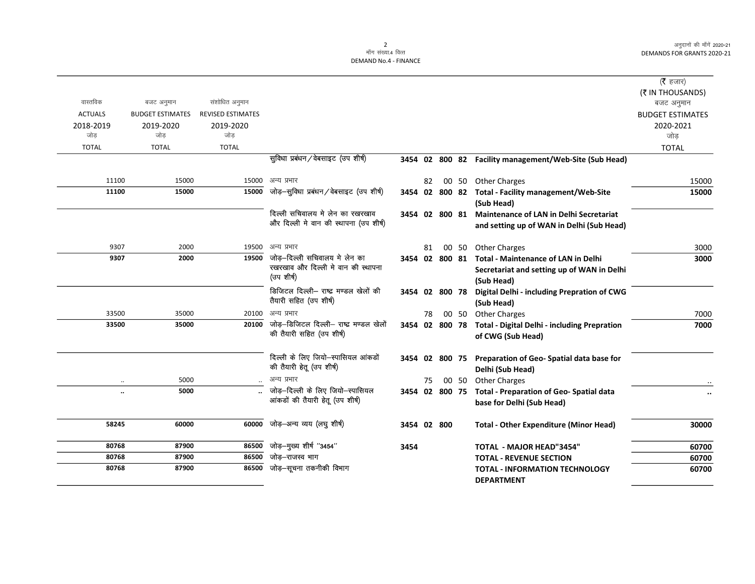DEMAND No.4 - FINANCE

| वास्तविक ACTUALS 2018-2019 जोड़ TOTAL | बजट अनुमान BUDGET ESTIMATES 2019-2020 जोड़ TOTAL | संशोधित अनुमान REVISED ESTIMATES 2019-2020 जोड़ TOTAL | | | | (₹ हजार) (₹ IN THOUSANDS) बजट अनुमान BUDGET ESTIMATES 2020-2021 जोड़ TOTAL |
|---|---|---|---|---|---|---|
| | | | सुविधा प्रबंधन/वेबसाइट (उप शीर्ष) | 3454 02 800 82 | Facility management/Web-Site (Sub Head) | |
| 11100 | 15000 | 15000 | अन्य प्रभार | 82 00 50 | Other Charges | 15000 |
| **11100** | **15000** | **15000** | जोड़–सुविधा प्रबंधन/वेबसाइट (उप शीर्ष) | **3454 02 800 82** | **Total - Facility management/Web-Site (Sub Head)** | **15000** |
| | | | दिल्ली सचिवालय मे लेन का रखरखाव और दिल्ली मे वान की स्थापना (उप शीर्ष) | **3454 02 800 81** | **Maintenance of LAN in Delhi Secretariat and setting up of WAN in Delhi (Sub Head)** | |
| 9307 | 2000 | 19500 | अन्य प्रभार | 81 00 50 | Other Charges | 3000 |
| **9307** | **2000** | **19500** | जोड़–दिल्ली सचिवालय मे लेन का रखरखाव और दिल्ली मे वान की स्थापना (उप शीर्ष) | **3454 02 800 81** | **Total - Maintenance of LAN in Delhi Secretariat and setting up of WAN in Delhi (Sub Head)** | **3000** |
| | | | डिजिटल दिल्ली– राष्ट्र मण्डल खेलों की तैयारी सहित (उप शीर्ष) | **3454 02 800 78** | **Digital Delhi - including Prepration of CWG (Sub Head)** | |
| 33500 | 35000 | 20100 | अन्य प्रभार | 78 00 50 | Other Charges | 7000 |
| **33500** | **35000** | **20100** | जोड़–डिजिटल दिल्ली– राष्ट्र मण्डल खेलों की तैयारी सहित (उप शीर्ष) | **3454 02 800 78** | **Total - Digital Delhi - including Prepration of CWG (Sub Head)** | **7000** |
| | | | दिल्ली के लिए जियो–स्पासियल आंकडों की तैयारी हेतू (उप शीर्ष) | **3454 02 800 75** | **Preparation of Geo- Spatial data base for Delhi (Sub Head)** | |
| .. | 5000 | .. | अन्य प्रभार | 75 00 50 | Other Charges | .. |
| **..** | **5000** | **..** | जोड़–दिल्ली के लिए जियो–स्पासियल आंकडों की तैयारी हेतू (उप शीर्ष) | **3454 02 800 75** | **Total - Preparation of Geo- Spatial data base for Delhi (Sub Head)** | **..** |
| **58245** | **60000** | **60000** | जोड़–अन्य व्यय (लघु शीर्ष) | **3454 02 800** | **Total - Other Expenditure (Minor Head)** | **30000** |
| **80768** | **87900** | **86500** | जोड़–मुख्य शीर्ष "3454" | **3454** | **TOTAL - MAJOR HEAD"3454"** | **60700** |
| **80768** | **87900** | **86500** | जोड़–राजस्व भाग | | **TOTAL - REVENUE SECTION** | **60700** |
| **80768** | **87900** | **86500** | जोड़–सूचना तकनीकी विभाग | | **TOTAL - INFORMATION TECHNOLOGY DEPARTMENT** | **60700** |